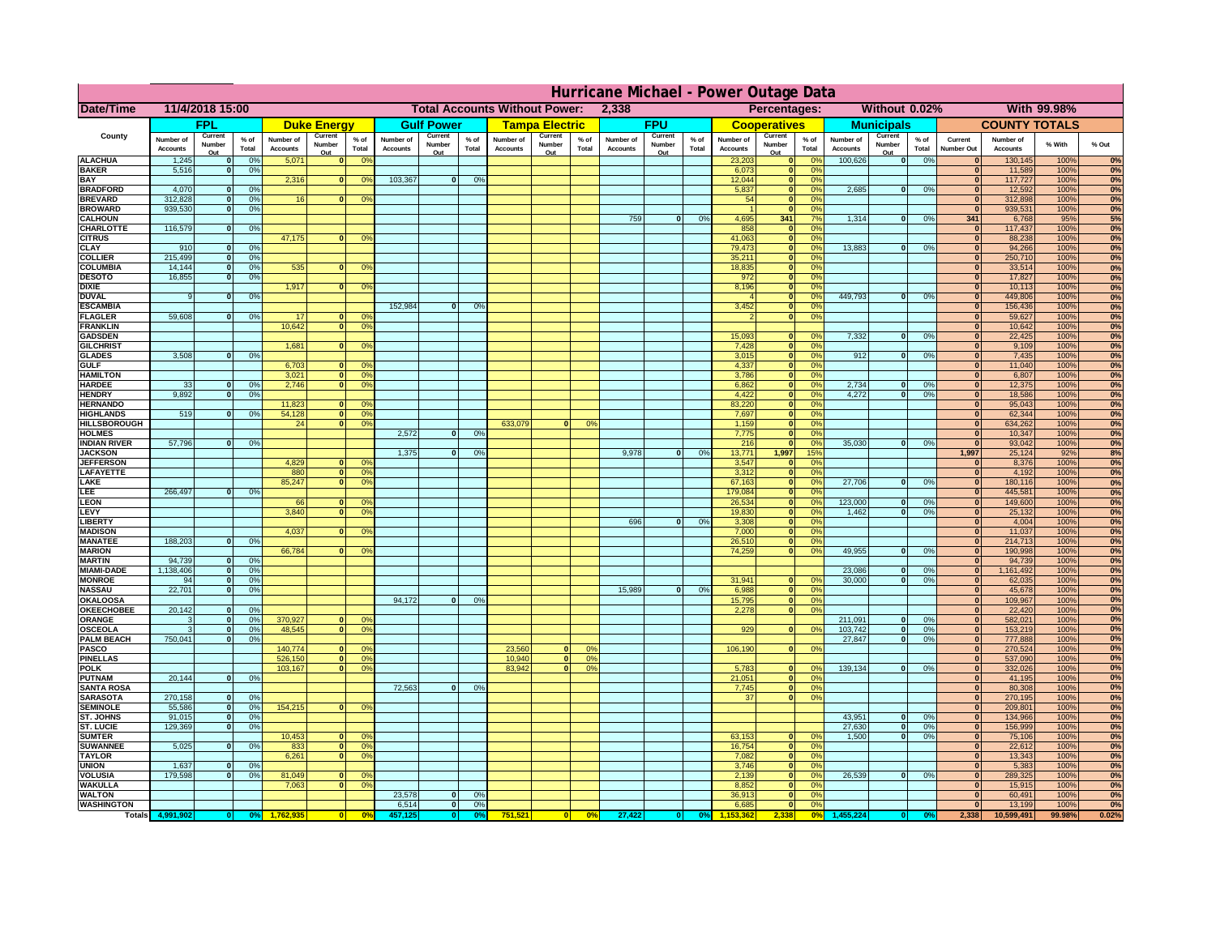# Hurricane Michael - Power Outage Data

**Date/Time:** 11/4/2018 15:00 | **Total Accounts Without Power:** 2,338 | **Percentages:** Without 0.02% | With 99.98%

| County | FPL | | | Duke Energy | | | Gulf Power | | | Tampa Electric | | | FPU | | | Cooperatives | | | Municipals | | | COUNTY TOTALS | | | |
|---|---|---|---|---|---|---|---|---|---|---|---|---|---|---|---|---|---|---|---|---|---|---|---|---|---|
| | Number of Accounts | Current Number Out | % of Total | Number of Accounts | Current Number Out | % of Total | Number of Accounts | Current Number Out | % of Total | Number of Accounts | Current Number Out | % of Total | Number of Accounts | Current Number Out | % of Total | Number of Accounts | Current Number Out | % of Total | Number of Accounts | Current Number Out | % of Total | Current Number Out | Number of Accounts | % With | % Out |
| ALACHUA | 1,245 | 0 | 0% | 5,071 | 0 | 0% | | | | | | | | | | 23,203 | 0 | 0% | 100,626 | 0 | 0% | 0 | 130,145 | 100% | 0% |
| BAKER | 5,516 | 0 | 0% | | | | | | | | | | | | | 6,073 | 0 | 0% | | | | 0 | 11,589 | 100% | 0% |
| BAY | | | | 2,316 | 0 | 0% | 103,367 | 0 | 0% | | | | | | | 12,044 | 0 | 0% | | | | 0 | 117,727 | 100% | 0% |
| BRADFORD | 4,070 | 0 | 0% | | | | | | | | | | | | | 5,837 | 0 | 0% | 2,685 | 0 | 0% | 0 | 12,592 | 100% | 0% |
| BREVARD | 312,828 | 0 | 0% | 16 | 0 | 0% | | | | | | | | | | 54 | 0 | 0% | | | | 0 | 312,898 | 100% | 0% |
| BROWARD | 939,530 | 0 | 0% | | | | | | | | | | | | | 1 | 0 | 0% | | | | 0 | 939,531 | 100% | 0% |
| CALHOUN | | | | | | | | | | | | | 759 | 0 | 0% | 4,695 | 341 | 7% | 1,314 | 0 | 0% | 341 | 6,768 | 95% | 5% |
| CHARLOTTE | 116,579 | 0 | 0% | | | | | | | | | | | | | 858 | 0 | 0% | | | | 0 | 117,437 | 100% | 0% |
| CITRUS | | | | 47,175 | 0 | 0% | | | | | | | | | | 41,063 | 0 | 0% | | | | 0 | 88,238 | 100% | 0% |
| CLAY | 910 | 0 | 0% | | | | | | | | | | | | | 79,473 | 0 | 0% | 13,883 | 0 | 0% | 0 | 94,266 | 100% | 0% |
| COLLIER | 215,499 | 0 | 0% | | | | | | | | | | | | | 35,211 | 0 | 0% | | | | 0 | 250,710 | 100% | 0% |
| COLUMBIA | 14,144 | 0 | 0% | 535 | 0 | 0% | | | | | | | | | | 18,835 | 0 | 0% | | | | 0 | 33,514 | 100% | 0% |
| DESOTO | 16,855 | 0 | 0% | | | | | | | | | | | | | 972 | 0 | 0% | | | | 0 | 17,827 | 100% | 0% |
| DIXIE | | | | 1,917 | 0 | 0% | | | | | | | | | | 8,196 | 0 | 0% | | | | 0 | 10,113 | 100% | 0% |
| DUVAL | 9 | 0 | 0% | | | | | | | | | | | | | 4 | 0 | 0% | 449,793 | 0 | 0% | 0 | 449,806 | 100% | 0% |
| ESCAMBIA | | | | | | | 152,984 | 0 | 0% | | | | | | | 3,452 | 0 | 0% | | | | 0 | 156,436 | 100% | 0% |
| FLAGLER | 59,608 | 0 | 0% | 17 | 0 | 0% | | | | | | | | | | 2 | 0 | 0% | | | | 0 | 59,627 | 100% | 0% |
| FRANKLIN | | | | 10,642 | 0 | 0% | | | | | | | | | | | | | | | | 0 | 10,642 | 100% | 0% |
| GADSDEN | | | | | | | | | | | | | | | | 15,093 | 0 | 0% | 7,332 | 0 | 0% | 0 | 22,425 | 100% | 0% |
| GILCHRIST | | | | 1,681 | 0 | 0% | | | | | | | | | | 7,428 | 0 | 0% | | | | 0 | 9,109 | 100% | 0% |
| GLADES | 3,508 | 0 | 0% | | | | | | | | | | | | | 3,015 | 0 | 0% | 912 | 0 | 0% | 0 | 7,435 | 100% | 0% |
| GULF | | | | 6,703 | 0 | 0% | | | | | | | | | | 4,337 | 0 | 0% | | | | 0 | 11,040 | 100% | 0% |
| HAMILTON | | | | 3,021 | 0 | 0% | | | | | | | | | | 3,786 | 0 | 0% | | | | 0 | 6,807 | 100% | 0% |
| HARDEE | 33 | 0 | 0% | 2,746 | 0 | 0% | | | | | | | | | | 6,862 | 0 | 0% | 2,734 | 0 | 0% | 0 | 12,375 | 100% | 0% |
| HENDRY | 9,892 | 0 | 0% | | | | | | | | | | | | | 4,422 | 0 | 0% | 4,272 | 0 | 0% | 0 | 18,586 | 100% | 0% |
| HERNANDO | | | | 11,823 | 0 | 0% | | | | | | | | | | 83,220 | 0 | 0% | | | | 0 | 95,043 | 100% | 0% |
| HIGHLANDS | 519 | 0 | 0% | 54,128 | 0 | 0% | | | | | | | | | | 7,697 | 0 | 0% | | | | 0 | 62,344 | 100% | 0% |
| HILLSBOROUGH | | | | 24 | 0 | 0% | | | | 633,079 | 0 | 0% | | | | 1,159 | 0 | 0% | | | | 0 | 634,262 | 100% | 0% |
| HOLMES | | | | | | | 2,572 | 0 | 0% | | | | | | | 7,775 | 0 | 0% | | | | 0 | 10,347 | 100% | 0% |
| INDIAN RIVER | 57,796 | 0 | 0% | | | | | | | | | | | | | 216 | 0 | 0% | 35,030 | 0 | 0% | 0 | 93,042 | 100% | 0% |
| JACKSON | | | | | | | 1,375 | 0 | 0% | | | | 9,978 | 0 | 0% | 13,771 | 1,997 | 15% | | | | 1,997 | 25,124 | 92% | 8% |
| JEFFERSON | | | | 4,829 | 0 | 0% | | | | | | | | | | 3,547 | 0 | 0% | | | | 0 | 8,376 | 100% | 0% |
| LAFAYETTE | | | | 880 | 0 | 0% | | | | | | | | | | 3,312 | 0 | 0% | | | | 0 | 4,192 | 100% | 0% |
| LAKE | | | | 85,247 | 0 | 0% | | | | | | | | | | 67,163 | 0 | 0% | 27,706 | 0 | 0% | 0 | 180,116 | 100% | 0% |
| LEE | 266,497 | 0 | 0% | | | | | | | | | | | | | 179,084 | 0 | 0% | | | | 0 | 445,581 | 100% | 0% |
| LEON | | | | 66 | 0 | 0% | | | | | | | | | | 26,534 | 0 | 0% | 123,000 | 0 | 0% | 0 | 149,600 | 100% | 0% |
| LEVY | | | | 3,840 | 0 | 0% | | | | | | | | | | 19,830 | 0 | 0% | 1,462 | 0 | 0% | 0 | 25,132 | 100% | 0% |
| LIBERTY | | | | | | | | | | | | | 696 | 0 | 0% | 3,308 | 0 | 0% | | | | 0 | 4,004 | 100% | 0% |
| MADISON | | | | 4,037 | 0 | 0% | | | | | | | | | | 7,000 | 0 | 0% | | | | 0 | 11,037 | 100% | 0% |
| MANATEE | 188,203 | 0 | 0% | | | | | | | | | | | | | 26,510 | 0 | 0% | | | | 0 | 214,713 | 100% | 0% |
| MARION | | | | 66,784 | 0 | 0% | | | | | | | | | | 74,259 | 0 | 0% | 49,955 | 0 | 0% | 0 | 190,998 | 100% | 0% |
| MARTIN | 94,739 | 0 | 0% | | | | | | | | | | | | | | | | | | | 0 | 94,739 | 100% | 0% |
| MIAMI-DADE | 1,138,406 | 0 | 0% | | | | | | | | | | | | | | | | 23,086 | 0 | 0% | 0 | 1,161,492 | 100% | 0% |
| MONROE | 94 | 0 | 0% | | | | | | | | | | | | | 31,941 | 0 | 0% | 30,000 | 0 | 0% | 0 | 62,035 | 100% | 0% |
| NASSAU | 22,701 | 0 | 0% | | | | | | | | | | 15,989 | 0 | 0% | 6,988 | 0 | 0% | | | | 0 | 45,678 | 100% | 0% |
| OKALOOSA | | | | | | | 94,172 | 0 | 0% | | | | | | | 15,795 | 0 | 0% | | | | 0 | 109,967 | 100% | 0% |
| OKEECHOBEE | 20,142 | 0 | 0% | | | | | | | | | | | | | 2,278 | 0 | 0% | | | | 0 | 22,420 | 100% | 0% |
| ORANGE | 3 | 0 | 0% | 370,927 | 0 | 0% | | | | | | | | | | | | | 211,091 | 0 | 0% | 0 | 582,021 | 100% | 0% |
| OSCEOLA | 3 | 0 | 0% | 48,545 | 0 | 0% | | | | | | | | | | 929 | 0 | 0% | 103,742 | 0 | 0% | 0 | 153,219 | 100% | 0% |
| PALM BEACH | 750,041 | 0 | 0% | | | | | | | | | | | | | | | | 27,847 | 0 | 0% | 0 | 777,888 | 100% | 0% |
| PASCO | | | | 140,774 | 0 | 0% | | | | 23,560 | 0 | 0% | | | | 106,190 | 0 | 0% | | | | 0 | 270,524 | 100% | 0% |
| PINELLAS | | | | 526,150 | 0 | 0% | | | | 10,940 | 0 | 0% | | | | | | | | | | 0 | 537,090 | 100% | 0% |
| POLK | | | | 103,167 | 0 | 0% | | | | 83,942 | 0 | 0% | | | | 5,783 | 0 | 0% | 139,134 | 0 | 0% | 0 | 332,026 | 100% | 0% |
| PUTNAM | 20,144 | 0 | 0% | | | | | | | | | | | | | 21,051 | 0 | 0% | | | | 0 | 41,195 | 100% | 0% |
| SANTA ROSA | | | | | | | 72,563 | 0 | 0% | | | | | | | 7,745 | 0 | 0% | | | | 0 | 80,308 | 100% | 0% |
| SARASOTA | 270,158 | 0 | 0% | | | | | | | | | | | | | 37 | 0 | 0% | | | | 0 | 270,195 | 100% | 0% |
| SEMINOLE | 55,586 | 0 | 0% | 154,215 | 0 | 0% | | | | | | | | | | | | | | | | 0 | 209,801 | 100% | 0% |
| ST. JOHNS | 91,015 | 0 | 0% | | | | | | | | | | | | | | | | 43,951 | 0 | 0% | 0 | 134,966 | 100% | 0% |
| ST. LUCIE | 129,369 | 0 | 0% | | | | | | | | | | | | | | | | 27,630 | 0 | 0% | 0 | 156,999 | 100% | 0% |
| SUMTER | | | | 10,453 | 0 | 0% | | | | | | | | | | 63,153 | 0 | 0% | 1,500 | 0 | 0% | 0 | 75,106 | 100% | 0% |
| SUWANNEE | 5,025 | 0 | 0% | 833 | 0 | 0% | | | | | | | | | | 16,754 | 0 | 0% | | | | 0 | 22,612 | 100% | 0% |
| TAYLOR | | | | 6,261 | 0 | 0% | | | | | | | | | | 7,082 | 0 | 0% | | | | 0 | 13,343 | 100% | 0% |
| UNION | 1,637 | 0 | 0% | | | | | | | | | | | | | 3,746 | 0 | 0% | | | | 0 | 5,383 | 100% | 0% |
| VOLUSIA | 179,598 | 0 | 0% | 81,049 | 0 | 0% | | | | | | | | | | 2,139 | 0 | 0% | 26,539 | 0 | 0% | 0 | 289,325 | 100% | 0% |
| WAKULLA | | | | 7,063 | 0 | 0% | | | | | | | | | | 8,852 | 0 | 0% | | | | 0 | 15,915 | 100% | 0% |
| WALTON | | | | | | | 23,578 | 0 | 0% | | | | | | | 36,913 | 0 | 0% | | | | 0 | 60,491 | 100% | 0% |
| WASHINGTON | | | | | | | 6,514 | 0 | 0% | | | | | | | 6,685 | 0 | 0% | | | | 0 | 13,199 | 100% | 0% |
| Totals | 4,991,902 | 0 | 0% | 1,762,935 | 0 | 0% | 457,125 | 0 | 0% | 751,521 | 0 | 0% | 27,422 | 0 | 0% | 1,153,362 | 2,338 | 0% | 1,455,224 | 0 | 0% | 2,338 | 10,599,491 | 99.98% | 0.02% |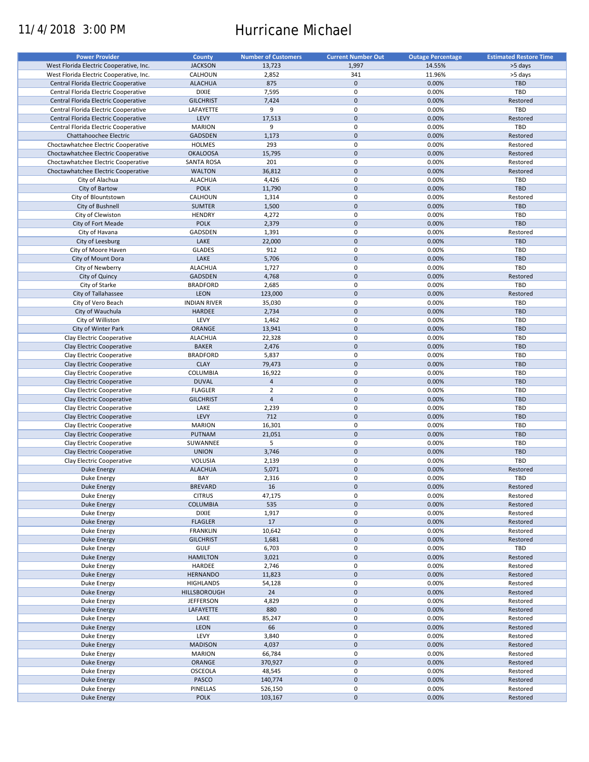11/4/2018 3:00 PM

# Hurricane Michael

| Power Provider | County | Number of Customers | Current Number Out | Outage Percentage | Estimated Restore Time |
|---|---|---|---|---|---|
| West Florida Electric Cooperative, Inc. | JACKSON | 13,723 | 1,997 | 14.55% | >5 days |
| West Florida Electric Cooperative, Inc. | CALHOUN | 2,852 | 341 | 11.96% | >5 days |
| Central Florida Electric Cooperative | ALACHUA | 875 | 0 | 0.00% | TBD |
| Central Florida Electric Cooperative | DIXIE | 7,595 | 0 | 0.00% | TBD |
| Central Florida Electric Cooperative | GILCHRIST | 7,424 | 0 | 0.00% | Restored |
| Central Florida Electric Cooperative | LAFAYETTE | 9 | 0 | 0.00% | TBD |
| Central Florida Electric Cooperative | LEVY | 17,513 | 0 | 0.00% | Restored |
| Central Florida Electric Cooperative | MARION | 9 | 0 | 0.00% | TBD |
| Chattahoochee Electric | GADSDEN | 1,173 | 0 | 0.00% | Restored |
| Choctawhatchee Electric Cooperative | HOLMES | 293 | 0 | 0.00% | Restored |
| Choctawhatchee Electric Cooperative | OKALOOSA | 15,795 | 0 | 0.00% | Restored |
| Choctawhatchee Electric Cooperative | SANTA ROSA | 201 | 0 | 0.00% | Restored |
| Choctawhatchee Electric Cooperative | WALTON | 36,812 | 0 | 0.00% | Restored |
| City of Alachua | ALACHUA | 4,426 | 0 | 0.00% | TBD |
| City of Bartow | POLK | 11,790 | 0 | 0.00% | TBD |
| City of Blountstown | CALHOUN | 1,314 | 0 | 0.00% | Restored |
| City of Bushnell | SUMTER | 1,500 | 0 | 0.00% | TBD |
| City of Clewiston | HENDRY | 4,272 | 0 | 0.00% | TBD |
| City of Fort Meade | POLK | 2,379 | 0 | 0.00% | TBD |
| City of Havana | GADSDEN | 1,391 | 0 | 0.00% | Restored |
| City of Leesburg | LAKE | 22,000 | 0 | 0.00% | TBD |
| City of Moore Haven | GLADES | 912 | 0 | 0.00% | TBD |
| City of Mount Dora | LAKE | 5,706 | 0 | 0.00% | TBD |
| City of Newberry | ALACHUA | 1,727 | 0 | 0.00% | TBD |
| City of Quincy | GADSDEN | 4,768 | 0 | 0.00% | Restored |
| City of Starke | BRADFORD | 2,685 | 0 | 0.00% | TBD |
| City of Tallahassee | LEON | 123,000 | 0 | 0.00% | Restored |
| City of Vero Beach | INDIAN RIVER | 35,030 | 0 | 0.00% | TBD |
| City of Wauchula | HARDEE | 2,734 | 0 | 0.00% | TBD |
| City of Williston | LEVY | 1,462 | 0 | 0.00% | TBD |
| City of Winter Park | ORANGE | 13,941 | 0 | 0.00% | TBD |
| Clay Electric Cooperative | ALACHUA | 22,328 | 0 | 0.00% | TBD |
| Clay Electric Cooperative | BAKER | 2,476 | 0 | 0.00% | TBD |
| Clay Electric Cooperative | BRADFORD | 5,837 | 0 | 0.00% | TBD |
| Clay Electric Cooperative | CLAY | 79,473 | 0 | 0.00% | TBD |
| Clay Electric Cooperative | COLUMBIA | 16,922 | 0 | 0.00% | TBD |
| Clay Electric Cooperative | DUVAL | 4 | 0 | 0.00% | TBD |
| Clay Electric Cooperative | FLAGLER | 2 | 0 | 0.00% | TBD |
| Clay Electric Cooperative | GILCHRIST | 4 | 0 | 0.00% | TBD |
| Clay Electric Cooperative | LAKE | 2,239 | 0 | 0.00% | TBD |
| Clay Electric Cooperative | LEVY | 712 | 0 | 0.00% | TBD |
| Clay Electric Cooperative | MARION | 16,301 | 0 | 0.00% | TBD |
| Clay Electric Cooperative | PUTNAM | 21,051 | 0 | 0.00% | TBD |
| Clay Electric Cooperative | SUWANNEE | 5 | 0 | 0.00% | TBD |
| Clay Electric Cooperative | UNION | 3,746 | 0 | 0.00% | TBD |
| Clay Electric Cooperative | VOLUSIA | 2,139 | 0 | 0.00% | TBD |
| Duke Energy | ALACHUA | 5,071 | 0 | 0.00% | Restored |
| Duke Energy | BAY | 2,316 | 0 | 0.00% | TBD |
| Duke Energy | BREVARD | 16 | 0 | 0.00% | Restored |
| Duke Energy | CITRUS | 47,175 | 0 | 0.00% | Restored |
| Duke Energy | COLUMBIA | 535 | 0 | 0.00% | Restored |
| Duke Energy | DIXIE | 1,917 | 0 | 0.00% | Restored |
| Duke Energy | FLAGLER | 17 | 0 | 0.00% | Restored |
| Duke Energy | FRANKLIN | 10,642 | 0 | 0.00% | Restored |
| Duke Energy | GILCHRIST | 1,681 | 0 | 0.00% | Restored |
| Duke Energy | GULF | 6,703 | 0 | 0.00% | TBD |
| Duke Energy | HAMILTON | 3,021 | 0 | 0.00% | Restored |
| Duke Energy | HARDEE | 2,746 | 0 | 0.00% | Restored |
| Duke Energy | HERNANDO | 11,823 | 0 | 0.00% | Restored |
| Duke Energy | HIGHLANDS | 54,128 | 0 | 0.00% | Restored |
| Duke Energy | HILLSBOROUGH | 24 | 0 | 0.00% | Restored |
| Duke Energy | JEFFERSON | 4,829 | 0 | 0.00% | Restored |
| Duke Energy | LAFAYETTE | 880 | 0 | 0.00% | Restored |
| Duke Energy | LAKE | 85,247 | 0 | 0.00% | Restored |
| Duke Energy | LEON | 66 | 0 | 0.00% | Restored |
| Duke Energy | LEVY | 3,840 | 0 | 0.00% | Restored |
| Duke Energy | MADISON | 4,037 | 0 | 0.00% | Restored |
| Duke Energy | MARION | 66,784 | 0 | 0.00% | Restored |
| Duke Energy | ORANGE | 370,927 | 0 | 0.00% | Restored |
| Duke Energy | OSCEOLA | 48,545 | 0 | 0.00% | Restored |
| Duke Energy | PASCO | 140,774 | 0 | 0.00% | Restored |
| Duke Energy | PINELLAS | 526,150 | 0 | 0.00% | Restored |
| Duke Energy | POLK | 103,167 | 0 | 0.00% | Restored |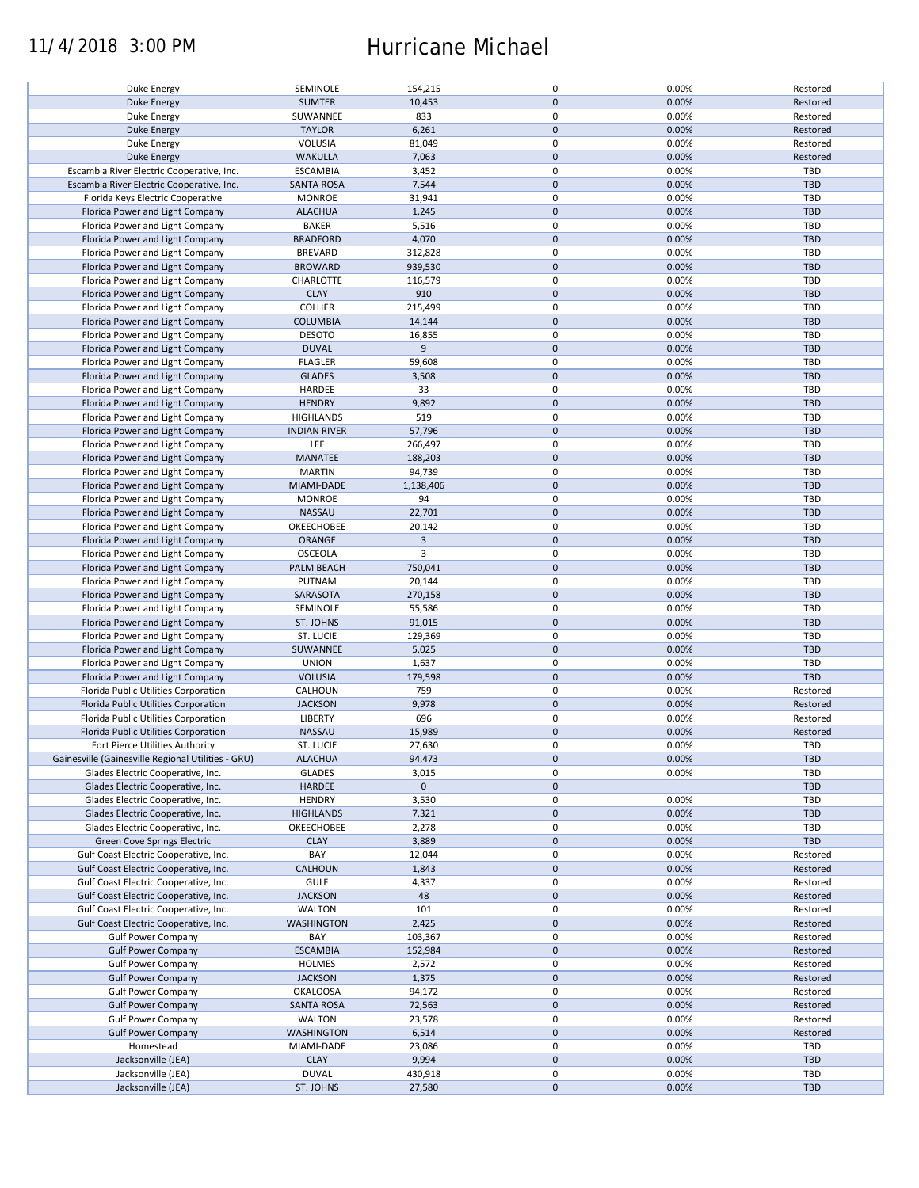# Hurricane Michael

11/4/2018 3:00 PM

| | | | | | |
|---|---|---|---|---|---|
| Duke Energy | SEMINOLE | 154,215 | 0 | 0.00% | Restored |
| Duke Energy | SUMTER | 10,453 | 0 | 0.00% | Restored |
| Duke Energy | SUWANNEE | 833 | 0 | 0.00% | Restored |
| Duke Energy | TAYLOR | 6,261 | 0 | 0.00% | Restored |
| Duke Energy | VOLUSIA | 81,049 | 0 | 0.00% | Restored |
| Duke Energy | WAKULLA | 7,063 | 0 | 0.00% | Restored |
| Escambia River Electric Cooperative, Inc. | ESCAMBIA | 3,452 | 0 | 0.00% | TBD |
| Escambia River Electric Cooperative, Inc. | SANTA ROSA | 7,544 | 0 | 0.00% | TBD |
| Florida Keys Electric Cooperative | MONROE | 31,941 | 0 | 0.00% | TBD |
| Florida Power and Light Company | ALACHUA | 1,245 | 0 | 0.00% | TBD |
| Florida Power and Light Company | BAKER | 5,516 | 0 | 0.00% | TBD |
| Florida Power and Light Company | BRADFORD | 4,070 | 0 | 0.00% | TBD |
| Florida Power and Light Company | BREVARD | 312,828 | 0 | 0.00% | TBD |
| Florida Power and Light Company | BROWARD | 939,530 | 0 | 0.00% | TBD |
| Florida Power and Light Company | CHARLOTTE | 116,579 | 0 | 0.00% | TBD |
| Florida Power and Light Company | CLAY | 910 | 0 | 0.00% | TBD |
| Florida Power and Light Company | COLLIER | 215,499 | 0 | 0.00% | TBD |
| Florida Power and Light Company | COLUMBIA | 14,144 | 0 | 0.00% | TBD |
| Florida Power and Light Company | DESOTO | 16,855 | 0 | 0.00% | TBD |
| Florida Power and Light Company | DUVAL | 9 | 0 | 0.00% | TBD |
| Florida Power and Light Company | FLAGLER | 59,608 | 0 | 0.00% | TBD |
| Florida Power and Light Company | GLADES | 3,508 | 0 | 0.00% | TBD |
| Florida Power and Light Company | HARDEE | 33 | 0 | 0.00% | TBD |
| Florida Power and Light Company | HENDRY | 9,892 | 0 | 0.00% | TBD |
| Florida Power and Light Company | HIGHLANDS | 519 | 0 | 0.00% | TBD |
| Florida Power and Light Company | INDIAN RIVER | 57,796 | 0 | 0.00% | TBD |
| Florida Power and Light Company | LEE | 266,497 | 0 | 0.00% | TBD |
| Florida Power and Light Company | MANATEE | 188,203 | 0 | 0.00% | TBD |
| Florida Power and Light Company | MARTIN | 94,739 | 0 | 0.00% | TBD |
| Florida Power and Light Company | MIAMI-DADE | 1,138,406 | 0 | 0.00% | TBD |
| Florida Power and Light Company | MONROE | 94 | 0 | 0.00% | TBD |
| Florida Power and Light Company | NASSAU | 22,701 | 0 | 0.00% | TBD |
| Florida Power and Light Company | OKEECHOBEE | 20,142 | 0 | 0.00% | TBD |
| Florida Power and Light Company | ORANGE | 3 | 0 | 0.00% | TBD |
| Florida Power and Light Company | OSCEOLA | 3 | 0 | 0.00% | TBD |
| Florida Power and Light Company | PALM BEACH | 750,041 | 0 | 0.00% | TBD |
| Florida Power and Light Company | PUTNAM | 20,144 | 0 | 0.00% | TBD |
| Florida Power and Light Company | SARASOTA | 270,158 | 0 | 0.00% | TBD |
| Florida Power and Light Company | SEMINOLE | 55,586 | 0 | 0.00% | TBD |
| Florida Power and Light Company | ST. JOHNS | 91,015 | 0 | 0.00% | TBD |
| Florida Power and Light Company | ST. LUCIE | 129,369 | 0 | 0.00% | TBD |
| Florida Power and Light Company | SUWANNEE | 5,025 | 0 | 0.00% | TBD |
| Florida Power and Light Company | UNION | 1,637 | 0 | 0.00% | TBD |
| Florida Power and Light Company | VOLUSIA | 179,598 | 0 | 0.00% | TBD |
| Florida Public Utilities Corporation | CALHOUN | 759 | 0 | 0.00% | Restored |
| Florida Public Utilities Corporation | JACKSON | 9,978 | 0 | 0.00% | Restored |
| Florida Public Utilities Corporation | LIBERTY | 696 | 0 | 0.00% | Restored |
| Florida Public Utilities Corporation | NASSAU | 15,989 | 0 | 0.00% | Restored |
| Fort Pierce Utilities Authority | ST. LUCIE | 27,630 | 0 | 0.00% | TBD |
| Gainesville (Gainesville Regional Utilities - GRU) | ALACHUA | 94,473 | 0 | 0.00% | TBD |
| Glades Electric Cooperative, Inc. | GLADES | 3,015 | 0 | 0.00% | TBD |
| Glades Electric Cooperative, Inc. | HARDEE | 0 | 0 | | TBD |
| Glades Electric Cooperative, Inc. | HENDRY | 3,530 | 0 | 0.00% | TBD |
| Glades Electric Cooperative, Inc. | HIGHLANDS | 7,321 | 0 | 0.00% | TBD |
| Glades Electric Cooperative, Inc. | OKEECHOBEE | 2,278 | 0 | 0.00% | TBD |
| Green Cove Springs Electric | CLAY | 3,889 | 0 | 0.00% | TBD |
| Gulf Coast Electric Cooperative, Inc. | BAY | 12,044 | 0 | 0.00% | Restored |
| Gulf Coast Electric Cooperative, Inc. | CALHOUN | 1,843 | 0 | 0.00% | Restored |
| Gulf Coast Electric Cooperative, Inc. | GULF | 4,337 | 0 | 0.00% | Restored |
| Gulf Coast Electric Cooperative, Inc. | JACKSON | 48 | 0 | 0.00% | Restored |
| Gulf Coast Electric Cooperative, Inc. | WALTON | 101 | 0 | 0.00% | Restored |
| Gulf Coast Electric Cooperative, Inc. | WASHINGTON | 2,425 | 0 | 0.00% | Restored |
| Gulf Power Company | BAY | 103,367 | 0 | 0.00% | Restored |
| Gulf Power Company | ESCAMBIA | 152,984 | 0 | 0.00% | Restored |
| Gulf Power Company | HOLMES | 2,572 | 0 | 0.00% | Restored |
| Gulf Power Company | JACKSON | 1,375 | 0 | 0.00% | Restored |
| Gulf Power Company | OKALOOSA | 94,172 | 0 | 0.00% | Restored |
| Gulf Power Company | SANTA ROSA | 72,563 | 0 | 0.00% | Restored |
| Gulf Power Company | WALTON | 23,578 | 0 | 0.00% | Restored |
| Gulf Power Company | WASHINGTON | 6,514 | 0 | 0.00% | Restored |
| Homestead | MIAMI-DADE | 23,086 | 0 | 0.00% | TBD |
| Jacksonville (JEA) | CLAY | 9,994 | 0 | 0.00% | TBD |
| Jacksonville (JEA) | DUVAL | 430,918 | 0 | 0.00% | TBD |
| Jacksonville (JEA) | ST. JOHNS | 27,580 | 0 | 0.00% | TBD |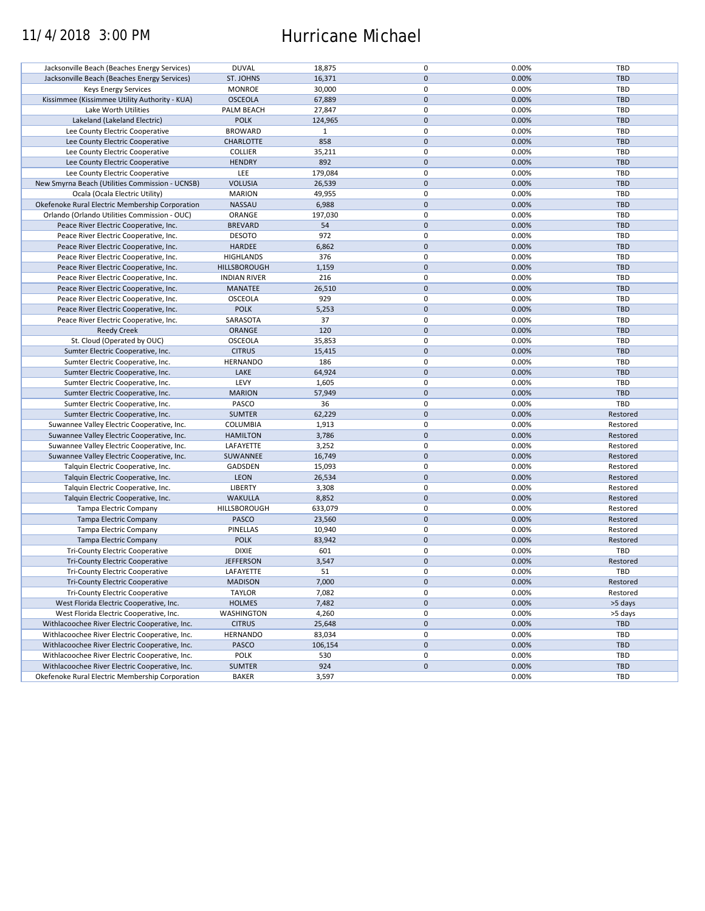11/4/2018 3:00 PM

# Hurricane Michael

| | | | | | |
|---|---|---|---|---|---|
| Jacksonville Beach (Beaches Energy Services) | DUVAL | 18,875 | 0 | 0.00% | TBD |
| Jacksonville Beach (Beaches Energy Services) | ST. JOHNS | 16,371 | 0 | 0.00% | TBD |
| Keys Energy Services | MONROE | 30,000 | 0 | 0.00% | TBD |
| Kissimmee (Kissimmee Utility Authority - KUA) | OSCEOLA | 67,889 | 0 | 0.00% | TBD |
| Lake Worth Utilities | PALM BEACH | 27,847 | 0 | 0.00% | TBD |
| Lakeland (Lakeland Electric) | POLK | 124,965 | 0 | 0.00% | TBD |
| Lee County Electric Cooperative | BROWARD | 1 | 0 | 0.00% | TBD |
| Lee County Electric Cooperative | CHARLOTTE | 858 | 0 | 0.00% | TBD |
| Lee County Electric Cooperative | COLLIER | 35,211 | 0 | 0.00% | TBD |
| Lee County Electric Cooperative | HENDRY | 892 | 0 | 0.00% | TBD |
| Lee County Electric Cooperative | LEE | 179,084 | 0 | 0.00% | TBD |
| New Smyrna Beach (Utilities Commission - UCNSB) | VOLUSIA | 26,539 | 0 | 0.00% | TBD |
| Ocala (Ocala Electric Utility) | MARION | 49,955 | 0 | 0.00% | TBD |
| Okefenoke Rural Electric Membership Corporation | NASSAU | 6,988 | 0 | 0.00% | TBD |
| Orlando (Orlando Utilities Commission - OUC) | ORANGE | 197,030 | 0 | 0.00% | TBD |
| Peace River Electric Cooperative, Inc. | BREVARD | 54 | 0 | 0.00% | TBD |
| Peace River Electric Cooperative, Inc. | DESOTO | 972 | 0 | 0.00% | TBD |
| Peace River Electric Cooperative, Inc. | HARDEE | 6,862 | 0 | 0.00% | TBD |
| Peace River Electric Cooperative, Inc. | HIGHLANDS | 376 | 0 | 0.00% | TBD |
| Peace River Electric Cooperative, Inc. | HILLSBOROUGH | 1,159 | 0 | 0.00% | TBD |
| Peace River Electric Cooperative, Inc. | INDIAN RIVER | 216 | 0 | 0.00% | TBD |
| Peace River Electric Cooperative, Inc. | MANATEE | 26,510 | 0 | 0.00% | TBD |
| Peace River Electric Cooperative, Inc. | OSCEOLA | 929 | 0 | 0.00% | TBD |
| Peace River Electric Cooperative, Inc. | POLK | 5,253 | 0 | 0.00% | TBD |
| Peace River Electric Cooperative, Inc. | SARASOTA | 37 | 0 | 0.00% | TBD |
| Reedy Creek | ORANGE | 120 | 0 | 0.00% | TBD |
| St. Cloud (Operated by OUC) | OSCEOLA | 35,853 | 0 | 0.00% | TBD |
| Sumter Electric Cooperative, Inc. | CITRUS | 15,415 | 0 | 0.00% | TBD |
| Sumter Electric Cooperative, Inc. | HERNANDO | 186 | 0 | 0.00% | TBD |
| Sumter Electric Cooperative, Inc. | LAKE | 64,924 | 0 | 0.00% | TBD |
| Sumter Electric Cooperative, Inc. | LEVY | 1,605 | 0 | 0.00% | TBD |
| Sumter Electric Cooperative, Inc. | MARION | 57,949 | 0 | 0.00% | TBD |
| Sumter Electric Cooperative, Inc. | PASCO | 36 | 0 | 0.00% | TBD |
| Sumter Electric Cooperative, Inc. | SUMTER | 62,229 | 0 | 0.00% | Restored |
| Suwannee Valley Electric Cooperative, Inc. | COLUMBIA | 1,913 | 0 | 0.00% | Restored |
| Suwannee Valley Electric Cooperative, Inc. | HAMILTON | 3,786 | 0 | 0.00% | Restored |
| Suwannee Valley Electric Cooperative, Inc. | LAFAYETTE | 3,252 | 0 | 0.00% | Restored |
| Suwannee Valley Electric Cooperative, Inc. | SUWANNEE | 16,749 | 0 | 0.00% | Restored |
| Talquin Electric Cooperative, Inc. | GADSDEN | 15,093 | 0 | 0.00% | Restored |
| Talquin Electric Cooperative, Inc. | LEON | 26,534 | 0 | 0.00% | Restored |
| Talquin Electric Cooperative, Inc. | LIBERTY | 3,308 | 0 | 0.00% | Restored |
| Talquin Electric Cooperative, Inc. | WAKULLA | 8,852 | 0 | 0.00% | Restored |
| Tampa Electric Company | HILLSBOROUGH | 633,079 | 0 | 0.00% | Restored |
| Tampa Electric Company | PASCO | 23,560 | 0 | 0.00% | Restored |
| Tampa Electric Company | PINELLAS | 10,940 | 0 | 0.00% | Restored |
| Tampa Electric Company | POLK | 83,942 | 0 | 0.00% | Restored |
| Tri-County Electric Cooperative | DIXIE | 601 | 0 | 0.00% | TBD |
| Tri-County Electric Cooperative | JEFFERSON | 3,547 | 0 | 0.00% | Restored |
| Tri-County Electric Cooperative | LAFAYETTE | 51 | 0 | 0.00% | TBD |
| Tri-County Electric Cooperative | MADISON | 7,000 | 0 | 0.00% | Restored |
| Tri-County Electric Cooperative | TAYLOR | 7,082 | 0 | 0.00% | Restored |
| West Florida Electric Cooperative, Inc. | HOLMES | 7,482 | 0 | 0.00% | >5 days |
| West Florida Electric Cooperative, Inc. | WASHINGTON | 4,260 | 0 | 0.00% | >5 days |
| Withlacoochee River Electric Cooperative, Inc. | CITRUS | 25,648 | 0 | 0.00% | TBD |
| Withlacoochee River Electric Cooperative, Inc. | HERNANDO | 83,034 | 0 | 0.00% | TBD |
| Withlacoochee River Electric Cooperative, Inc. | PASCO | 106,154 | 0 | 0.00% | TBD |
| Withlacoochee River Electric Cooperative, Inc. | POLK | 530 | 0 | 0.00% | TBD |
| Withlacoochee River Electric Cooperative, Inc. | SUMTER | 924 | 0 | 0.00% | TBD |
| Okefenoke Rural Electric Membership Corporation | BAKER | 3,597 | | 0.00% | TBD |